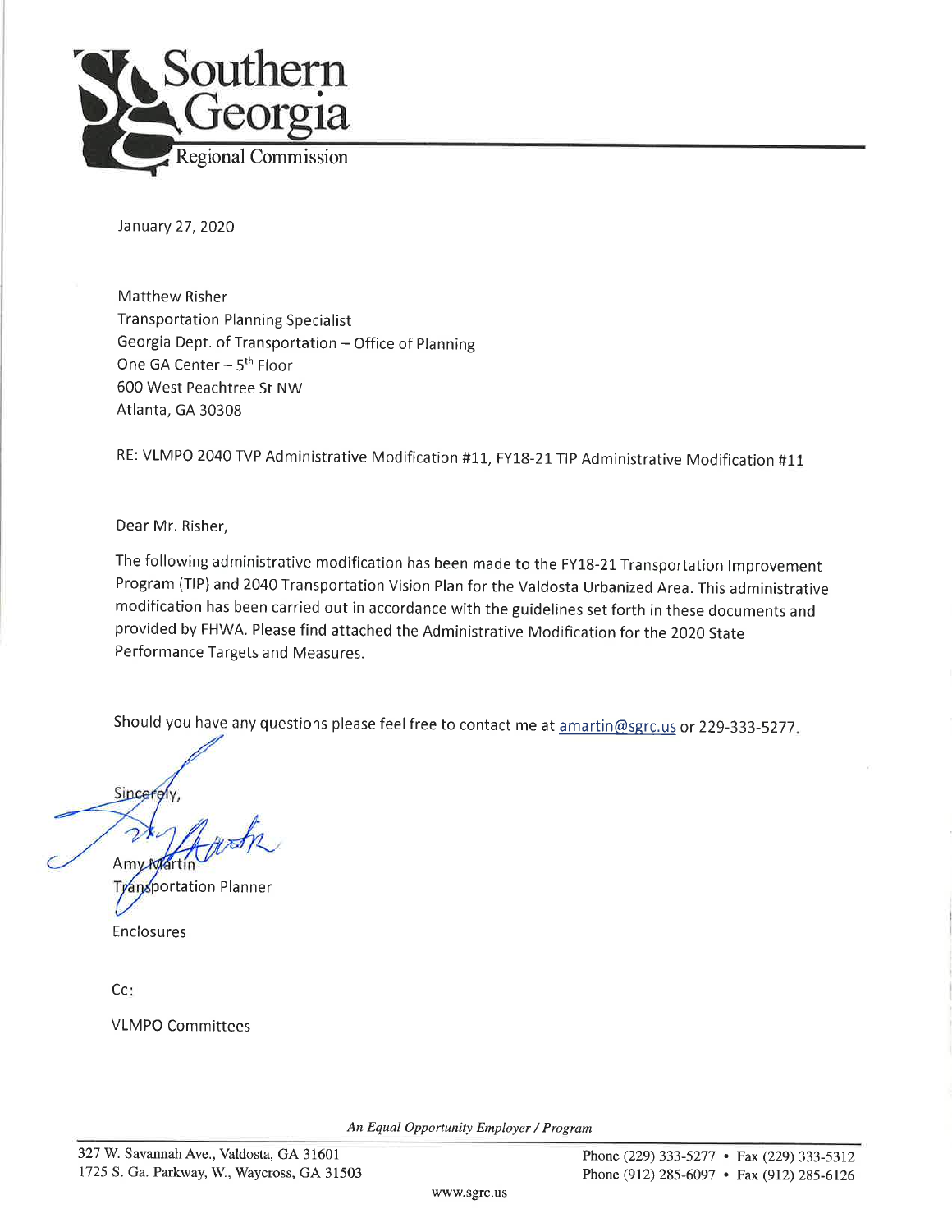# Southern Georgia Regional Commission

January 27, 2020

Matthew Risher
Transportation Planning Specialist
Georgia Dept. of Transportation – Office of Planning
One GA Center – 5th Floor
600 West Peachtree St NW
Atlanta, GA 30308

RE: VLMPO 2040 TVP Administrative Modification #11, FY18-21 TIP Administrative Modification #11

Dear Mr. Risher,

The following administrative modification has been made to the FY18-21 Transportation Improvement Program (TIP) and 2040 Transportation Vision Plan for the Valdosta Urbanized Area. This administrative modification has been carried out in accordance with the guidelines set forth in these documents and provided by FHWA. Please find attached the Administrative Modification for the 2020 State Performance Targets and Measures.

Should you have any questions please feel free to contact me at amartin@sgrc.us or 229-333-5277.

Sincerely,

Amy Martin
Transportation Planner

Enclosures

Cc:

VLMPO Committees

*An Equal Opportunity Employer / Program*

327 W. Savannah Ave., Valdosta, GA 31601
1725 S. Ga. Parkway, W., Waycross, GA 31503

Phone (229) 333-5277 • Fax (229) 333-5312
Phone (912) 285-6097 • Fax (912) 285-6126

www.sgrc.us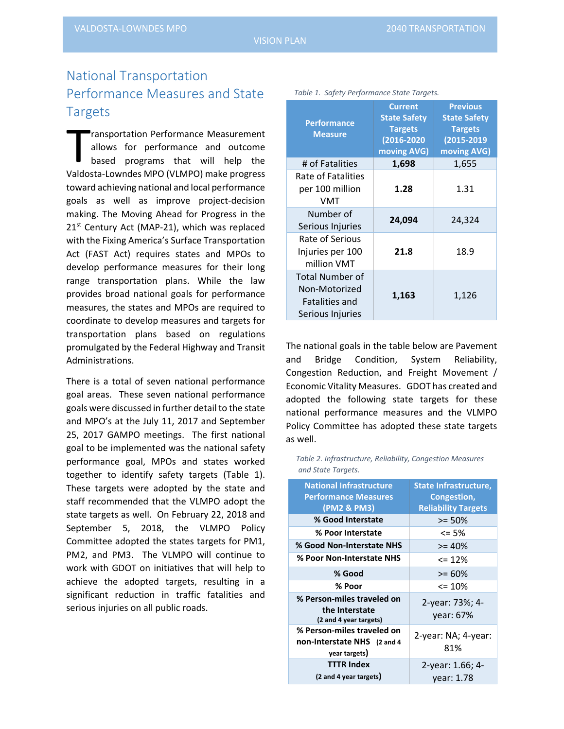# National Transportation Performance Measures and State Targets

Transportation Performance Measurement allows for performance and outcome based programs that will help the Valdosta-Lowndes MPO (VLMPO) make progress toward achieving national and local performance goals as well as improve project-decision making. The Moving Ahead for Progress in the 21st Century Act (MAP-21), which was replaced with the Fixing America's Surface Transportation Act (FAST Act) requires states and MPOs to develop performance measures for their long range transportation plans. While the law provides broad national goals for performance measures, the states and MPOs are required to coordinate to develop measures and targets for transportation plans based on regulations promulgated by the Federal Highway and Transit Administrations.

There is a total of seven national performance goal areas. These seven national performance goals were discussed in further detail to the state and MPO's at the July 11, 2017 and September 25, 2017 GAMPO meetings. The first national goal to be implemented was the national safety performance goal, MPOs and states worked together to identify safety targets (Table 1). These targets were adopted by the state and staff recommended that the VLMPO adopt the state targets as well. On February 22, 2018 and September 5, 2018, the VLMPO Policy Committee adopted the states targets for PM1, PM2, and PM3. The VLMPO will continue to work with GDOT on initiatives that will help to achieve the adopted targets, resulting in a significant reduction in traffic fatalities and serious injuries on all public roads.

*Table 1. Safety Performance State Targets.*

| Performance Measure | Current State Safety Targets (2016-2020 moving AVG) | Previous State Safety Targets (2015-2019 moving AVG) |
|---|---|---|
| # of Fatalities | **1,698** | 1,655 |
| Rate of Fatalities per 100 million VMT | **1.28** | 1.31 |
| Number of Serious Injuries | **24,094** | 24,324 |
| Rate of Serious Injuries per 100 million VMT | **21.8** | 18.9 |
| Total Number of Non-Motorized Fatalities and Serious Injuries | **1,163** | 1,126 |

The national goals in the table below are Pavement and Bridge Condition, System Reliability, Congestion Reduction, and Freight Movement / Economic Vitality Measures. GDOT has created and adopted the following state targets for these national performance measures and the VLMPO Policy Committee has adopted these state targets as well.

*Table 2. Infrastructure, Reliability, Congestion Measures and State Targets.*

| National Infrastructure Performance Measures (PM2 & PM3) | State Infrastructure, Congestion, Reliability Targets |
|---|---|
| **% Good Interstate** | >= 50% |
| **% Poor Interstate** | <= 5% |
| **% Good Non-Interstate NHS** | >= 40% |
| **% Poor Non-Interstate NHS** | <= 12% |
| **% Good** | >= 60% |
| **% Poor** | <= 10% |
| **% Person-miles traveled on the Interstate** (2 and 4 year targets) | 2-year: 73%; 4-year: 67% |
| **% Person-miles traveled on non-Interstate NHS** (2 and 4 year targets) | 2-year: NA; 4-year: 81% |
| **TTTR Index** (2 and 4 year targets) | 2-year: 1.66; 4-year: 1.78 |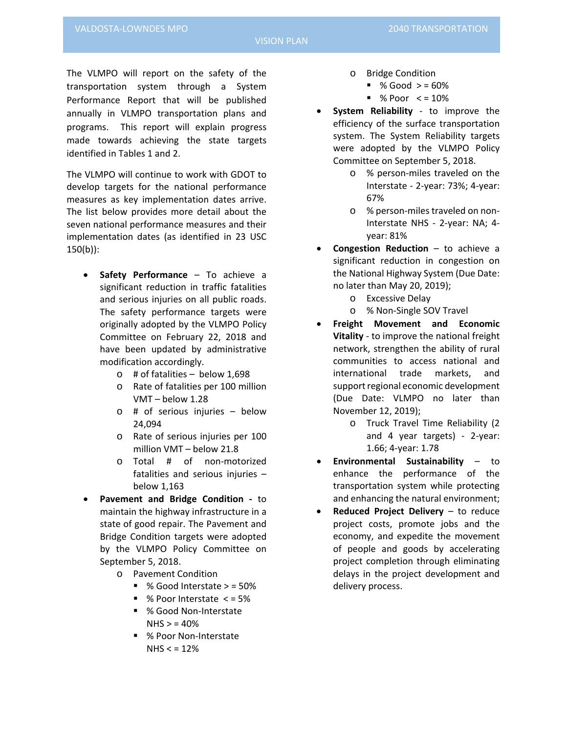The VLMPO will report on the safety of the transportation system through a System Performance Report that will be published annually in VLMPO transportation plans and programs. This report will explain progress made towards achieving the state targets identified in Tables 1 and 2.

The VLMPO will continue to work with GDOT to develop targets for the national performance measures as key implementation dates arrive. The list below provides more detail about the seven national performance measures and their implementation dates (as identified in 23 USC 150(b)):

- **Safety Performance** – To achieve a significant reduction in traffic fatalities and serious injuries on all public roads. The safety performance targets were originally adopted by the VLMPO Policy Committee on February 22, 2018 and have been updated by administrative modification accordingly.
  - # of fatalities – below 1,698
  - Rate of fatalities per 100 million VMT – below 1.28
  - # of serious injuries – below 24,094
  - Rate of serious injuries per 100 million VMT – below 21.8
  - Total # of non-motorized fatalities and serious injuries – below 1,163
- **Pavement and Bridge Condition -** to maintain the highway infrastructure in a state of good repair. The Pavement and Bridge Condition targets were adopted by the VLMPO Policy Committee on September 5, 2018.
  - Pavement Condition
    - % Good Interstate > = 50%
    - % Poor Interstate < = 5%
    - % Good Non-Interstate NHS > = 40%
    - % Poor Non-Interstate NHS < = 12%
  - Bridge Condition
    - % Good > = 60%
    - % Poor < = 10%
- **System Reliability** - to improve the efficiency of the surface transportation system. The System Reliability targets were adopted by the VLMPO Policy Committee on September 5, 2018.
  - % person-miles traveled on the Interstate - 2-year: 73%; 4-year: 67%
  - % person-miles traveled on non-Interstate NHS - 2-year: NA; 4-year: 81%
- **Congestion Reduction** – to achieve a significant reduction in congestion on the National Highway System (Due Date: no later than May 20, 2019);
  - Excessive Delay
  - % Non-Single SOV Travel
- **Freight Movement and Economic Vitality** - to improve the national freight network, strengthen the ability of rural communities to access national and international trade markets, and support regional economic development (Due Date: VLMPO no later than November 12, 2019);
  - Truck Travel Time Reliability (2 and 4 year targets) - 2-year: 1.66; 4-year: 1.78
- **Environmental Sustainability** – to enhance the performance of the transportation system while protecting and enhancing the natural environment;
- **Reduced Project Delivery** – to reduce project costs, promote jobs and the economy, and expedite the movement of people and goods by accelerating project completion through eliminating delays in the project development and delivery process.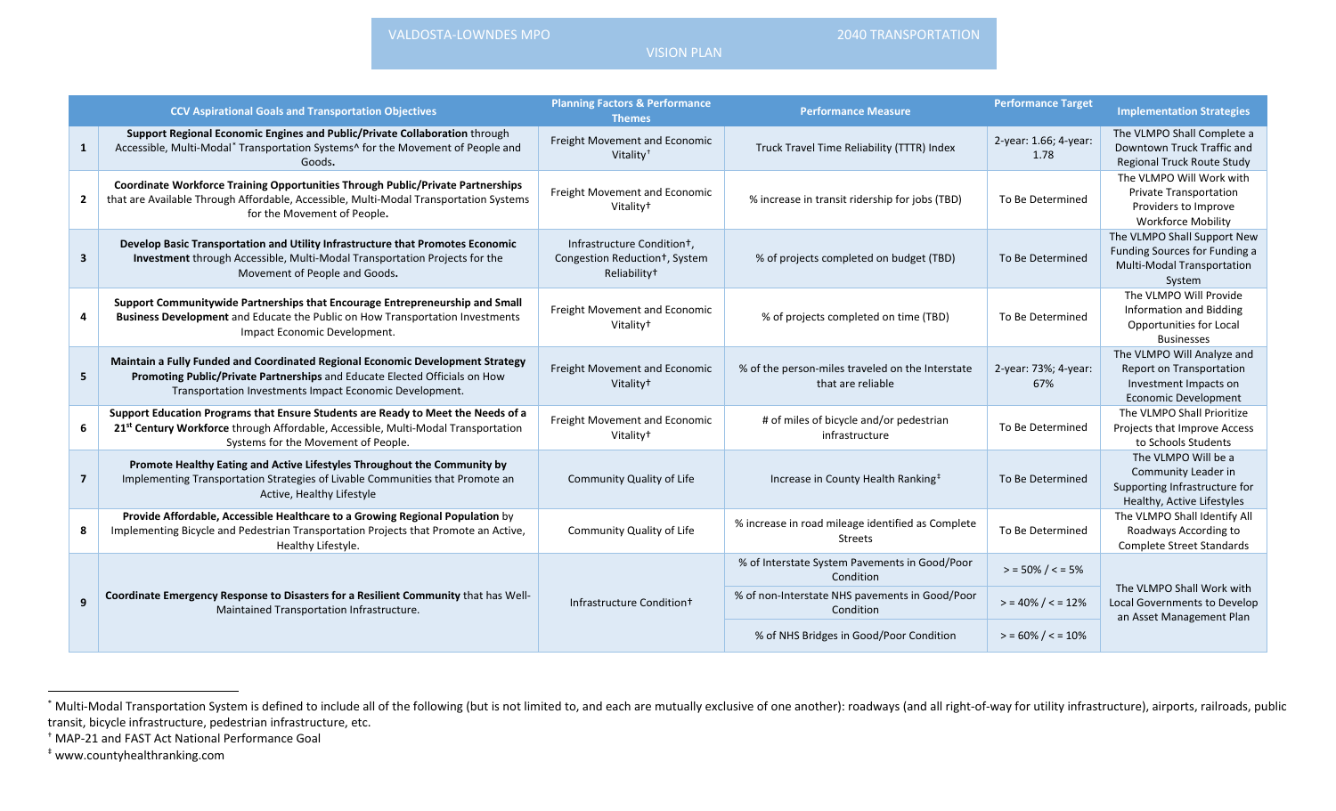| | CCV Aspirational Goals and Transportation Objectives | Planning Factors & Performance Themes | Performance Measure | Performance Target | Implementation Strategies |
|---|---|---|---|---|---|
| 1 | **Support Regional Economic Engines and Public/Private Collaboration** through Accessible, Multi-Modal[*] Transportation Systems^ for the Movement of People and Goods**.** | Freight Movement and Economic Vitality[†] | Truck Travel Time Reliability (TTTR) Index | 2-year: 1.66; 4-year: 1.78 | The VLMPO Shall Complete a Downtown Truck Traffic and Regional Truck Route Study |
| 2 | **Coordinate Workforce Training Opportunities Through Public/Private Partnerships** that are Available Through Affordable, Accessible, Multi-Modal Transportation Systems for the Movement of People**.** | Freight Movement and Economic Vitality† | % increase in transit ridership for jobs (TBD) | To Be Determined | The VLMPO Will Work with Private Transportation Providers to Improve Workforce Mobility |
| 3 | **Develop Basic Transportation and Utility Infrastructure that Promotes Economic Investment** through Accessible, Multi-Modal Transportation Projects for the Movement of People and Goods**.** | Infrastructure Condition†, Congestion Reduction†, System Reliability† | % of projects completed on budget (TBD) | To Be Determined | The VLMPO Shall Support New Funding Sources for Funding a Multi-Modal Transportation System |
| 4 | **Support Communitywide Partnerships that Encourage Entrepreneurship and Small Business Development** and Educate the Public on How Transportation Investments Impact Economic Development. | Freight Movement and Economic Vitality† | % of projects completed on time (TBD) | To Be Determined | The VLMPO Will Provide Information and Bidding Opportunities for Local Businesses |
| 5 | **Maintain a Fully Funded and Coordinated Regional Economic Development Strategy Promoting Public/Private Partnerships** and Educate Elected Officials on How Transportation Investments Impact Economic Development. | Freight Movement and Economic Vitality† | % of the person-miles traveled on the Interstate that are reliable | 2-year: 73%; 4-year: 67% | The VLMPO Will Analyze and Report on Transportation Investment Impacts on Economic Development |
| 6 | **Support Education Programs that Ensure Students are Ready to Meet the Needs of a 21st Century Workforce** through Affordable, Accessible, Multi-Modal Transportation Systems for the Movement of People. | Freight Movement and Economic Vitality† | # of miles of bicycle and/or pedestrian infrastructure | To Be Determined | The VLMPO Shall Prioritize Projects that Improve Access to Schools Students |
| 7 | **Promote Healthy Eating and Active Lifestyles Throughout the Community by** Implementing Transportation Strategies of Livable Communities that Promote an Active, Healthy Lifestyle | Community Quality of Life | Increase in County Health Ranking[‡] | To Be Determined | The VLMPO Will be a Community Leader in Supporting Infrastructure for Healthy, Active Lifestyles |
| 8 | **Provide Affordable, Accessible Healthcare to a Growing Regional Population** by Implementing Bicycle and Pedestrian Transportation Projects that Promote an Active, Healthy Lifestyle. | Community Quality of Life | % increase in road mileage identified as Complete Streets | To Be Determined | The VLMPO Shall Identify All Roadways According to Complete Street Standards |
| 9 | **Coordinate Emergency Response to Disasters for a Resilient Community** that has Well-Maintained Transportation Infrastructure. | Infrastructure Condition† | % of Interstate System Pavements in Good/Poor Condition | > = 50% / < = 5% | The VLMPO Shall Work with Local Governments to Develop an Asset Management Plan |
| | | | % of non-Interstate NHS pavements in Good/Poor Condition | > = 40% / < = 12% | |
| | | | % of NHS Bridges in Good/Poor Condition | > = 60% / < = 10% | |

[*] Multi-Modal Transportation System is defined to include all of the following (but is not limited to, and each are mutually exclusive of one another): roadways (and all right-of-way for utility infrastructure), airports, railroads, public transit, bicycle infrastructure, pedestrian infrastructure, etc.

[†] MAP-21 and FAST Act National Performance Goal

[‡] www.countyhealthranking.com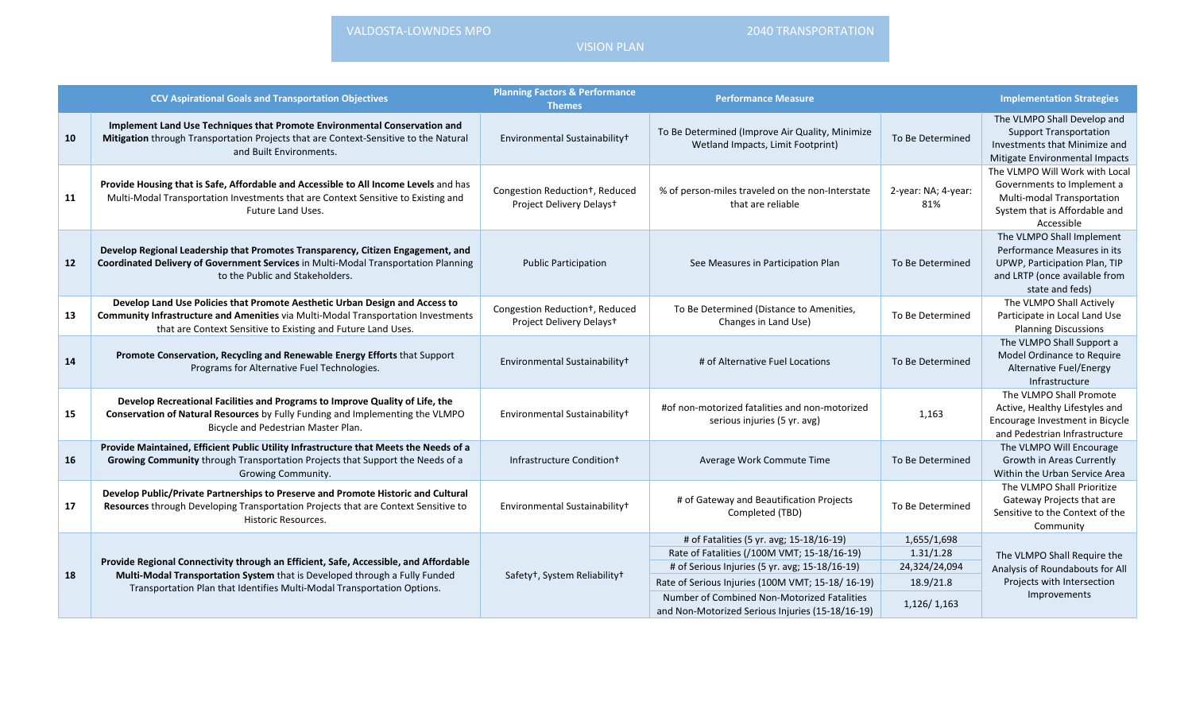| | CCV Aspirational Goals and Transportation Objectives | Planning Factors & Performance Themes | Performance Measure | | Implementation Strategies |
|---|---|---|---|---|---|
| 10 | **Implement Land Use Techniques that Promote Environmental Conservation and Mitigation** through Transportation Projects that are Context-Sensitive to the Natural and Built Environments. | Environmental Sustainability† | To Be Determined (Improve Air Quality, Minimize Wetland Impacts, Limit Footprint) | To Be Determined | The VLMPO Shall Develop and Support Transportation Investments that Minimize and Mitigate Environmental Impacts |
| 11 | **Provide Housing that is Safe, Affordable and Accessible to All Income Levels** and has Multi-Modal Transportation Investments that are Context Sensitive to Existing and Future Land Uses. | Congestion Reduction†, Reduced Project Delivery Delays† | % of person-miles traveled on the non-Interstate that are reliable | 2-year: NA; 4-year: 81% | The VLMPO Will Work with Local Governments to Implement a Multi-modal Transportation System that is Affordable and Accessible |
| 12 | **Develop Regional Leadership that Promotes Transparency, Citizen Engagement, and Coordinated Delivery of Government Services** in Multi-Modal Transportation Planning to the Public and Stakeholders. | Public Participation | See Measures in Participation Plan | To Be Determined | The VLMPO Shall Implement Performance Measures in its UPWP, Participation Plan, TIP and LRTP (once available from state and feds) |
| 13 | **Develop Land Use Policies that Promote Aesthetic Urban Design and Access to Community Infrastructure and Amenities** via Multi-Modal Transportation Investments that are Context Sensitive to Existing and Future Land Uses. | Congestion Reduction†, Reduced Project Delivery Delays† | To Be Determined (Distance to Amenities, Changes in Land Use) | To Be Determined | The VLMPO Shall Actively Participate in Local Land Use Planning Discussions |
| 14 | **Promote Conservation, Recycling and Renewable Energy Efforts** that Support Programs for Alternative Fuel Technologies. | Environmental Sustainability† | # of Alternative Fuel Locations | To Be Determined | The VLMPO Shall Support a Model Ordinance to Require Alternative Fuel/Energy Infrastructure |
| 15 | **Develop Recreational Facilities and Programs to Improve Quality of Life, the Conservation of Natural Resources** by Fully Funding and Implementing the VLMPO Bicycle and Pedestrian Master Plan. | Environmental Sustainability† | #of non-motorized fatalities and non-motorized serious injuries (5 yr. avg) | 1,163 | The VLMPO Shall Promote Active, Healthy Lifestyles and Encourage Investment in Bicycle and Pedestrian Infrastructure |
| 16 | **Provide Maintained, Efficient Public Utility Infrastructure that Meets the Needs of a Growing Community** through Transportation Projects that Support the Needs of a Growing Community. | Infrastructure Condition† | Average Work Commute Time | To Be Determined | The VLMPO Will Encourage Growth in Areas Currently Within the Urban Service Area |
| 17 | **Develop Public/Private Partnerships to Preserve and Promote Historic and Cultural Resources** through Developing Transportation Projects that are Context Sensitive to Historic Resources. | Environmental Sustainability† | # of Gateway and Beautification Projects Completed (TBD) | To Be Determined | The VLMPO Shall Prioritize Gateway Projects that are Sensitive to the Context of the Community |
| 18 | **Provide Regional Connectivity through an Efficient, Safe, Accessible, and Affordable Multi-Modal Transportation System** that is Developed through a Fully Funded Transportation Plan that Identifies Multi-Modal Transportation Options. | Safety†, System Reliability† | # of Fatalities (5 yr. avg; 15-18/16-19) | 1,655/1,698 | The VLMPO Shall Require the Analysis of Roundabouts for All Projects with Intersection Improvements |
| | | | Rate of Fatalities (/100M VMT; 15-18/16-19) | 1.31/1.28 | |
| | | | # of Serious Injuries (5 yr. avg; 15-18/16-19) | 24,324/24,094 | |
| | | | Rate of Serious Injuries (100M VMT; 15-18/ 16-19) | 18.9/21.8 | |
| | | | Number of Combined Non-Motorized Fatalities and Non-Motorized Serious Injuries (15-18/16-19) | 1,126/ 1,163 | |